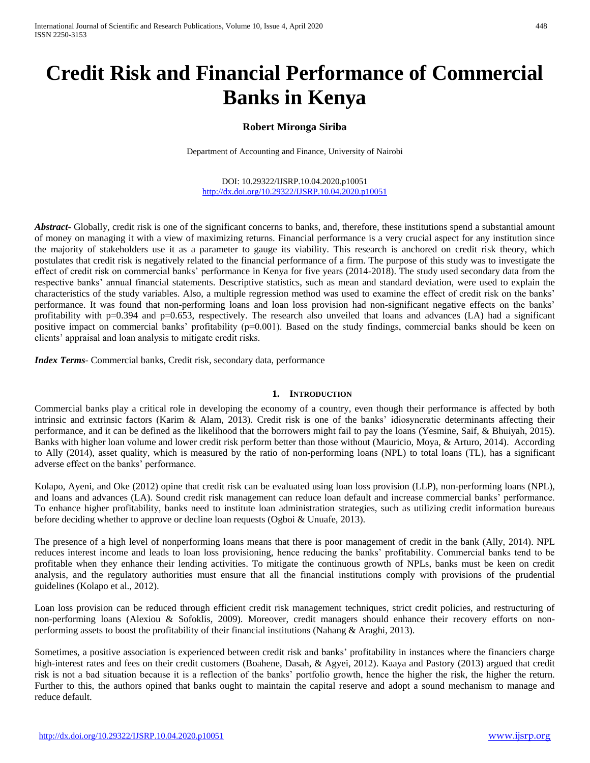# Credit Risk and Financial Performance of Commercial Banks in Kenya

**Robert Mironga Siriba**

Department of Accounting and Finance, University of Nairobi

DOI: 10.29322/IJSRP.10.04.2020.p10051
http://dx.doi.org/10.29322/IJSRP.10.04.2020.p10051

***Abstract***- Globally, credit risk is one of the significant concerns to banks, and, therefore, these institutions spend a substantial amount of money on managing it with a view of maximizing returns. Financial performance is a very crucial aspect for any institution since the majority of stakeholders use it as a parameter to gauge its viability. This research is anchored on credit risk theory, which postulates that credit risk is negatively related to the financial performance of a firm. The purpose of this study was to investigate the effect of credit risk on commercial banks' performance in Kenya for five years (2014-2018). The study used secondary data from the respective banks' annual financial statements. Descriptive statistics, such as mean and standard deviation, were used to explain the characteristics of the study variables. Also, a multiple regression method was used to examine the effect of credit risk on the banks' performance. It was found that non-performing loans and loan loss provision had non-significant negative effects on the banks' profitability with p=0.394 and p=0.653, respectively. The research also unveiled that loans and advances (LA) had a significant positive impact on commercial banks' profitability (p=0.001). Based on the study findings, commercial banks should be keen on clients' appraisal and loan analysis to mitigate credit risks.

***Index Terms***- Commercial banks, Credit risk, secondary data, performance

## 1. Introduction

Commercial banks play a critical role in developing the economy of a country, even though their performance is affected by both intrinsic and extrinsic factors (Karim & Alam, 2013). Credit risk is one of the banks' idiosyncratic determinants affecting their performance, and it can be defined as the likelihood that the borrowers might fail to pay the loans (Yesmine, Saif, & Bhuiyah, 2015). Banks with higher loan volume and lower credit risk perform better than those without (Mauricio, Moya, & Arturo, 2014). According to Ally (2014), asset quality, which is measured by the ratio of non-performing loans (NPL) to total loans (TL), has a significant adverse effect on the banks' performance.

Kolapo, Ayeni, and Oke (2012) opine that credit risk can be evaluated using loan loss provision (LLP), non-performing loans (NPL), and loans and advances (LA). Sound credit risk management can reduce loan default and increase commercial banks' performance. To enhance higher profitability, banks need to institute loan administration strategies, such as utilizing credit information bureaus before deciding whether to approve or decline loan requests (Ogboi & Unuafe, 2013).

The presence of a high level of nonperforming loans means that there is poor management of credit in the bank (Ally, 2014). NPL reduces interest income and leads to loan loss provisioning, hence reducing the banks' profitability. Commercial banks tend to be profitable when they enhance their lending activities. To mitigate the continuous growth of NPLs, banks must be keen on credit analysis, and the regulatory authorities must ensure that all the financial institutions comply with provisions of the prudential guidelines (Kolapo et al., 2012).

Loan loss provision can be reduced through efficient credit risk management techniques, strict credit policies, and restructuring of non-performing loans (Alexiou & Sofoklis, 2009). Moreover, credit managers should enhance their recovery efforts on non-performing assets to boost the profitability of their financial institutions (Nahang & Araghi, 2013).

Sometimes, a positive association is experienced between credit risk and banks' profitability in instances where the financiers charge high-interest rates and fees on their credit customers (Boahene, Dasah, & Agyei, 2012). Kaaya and Pastory (2013) argued that credit risk is not a bad situation because it is a reflection of the banks' portfolio growth, hence the higher the risk, the higher the return. Further to this, the authors opined that banks ought to maintain the capital reserve and adopt a sound mechanism to manage and reduce default.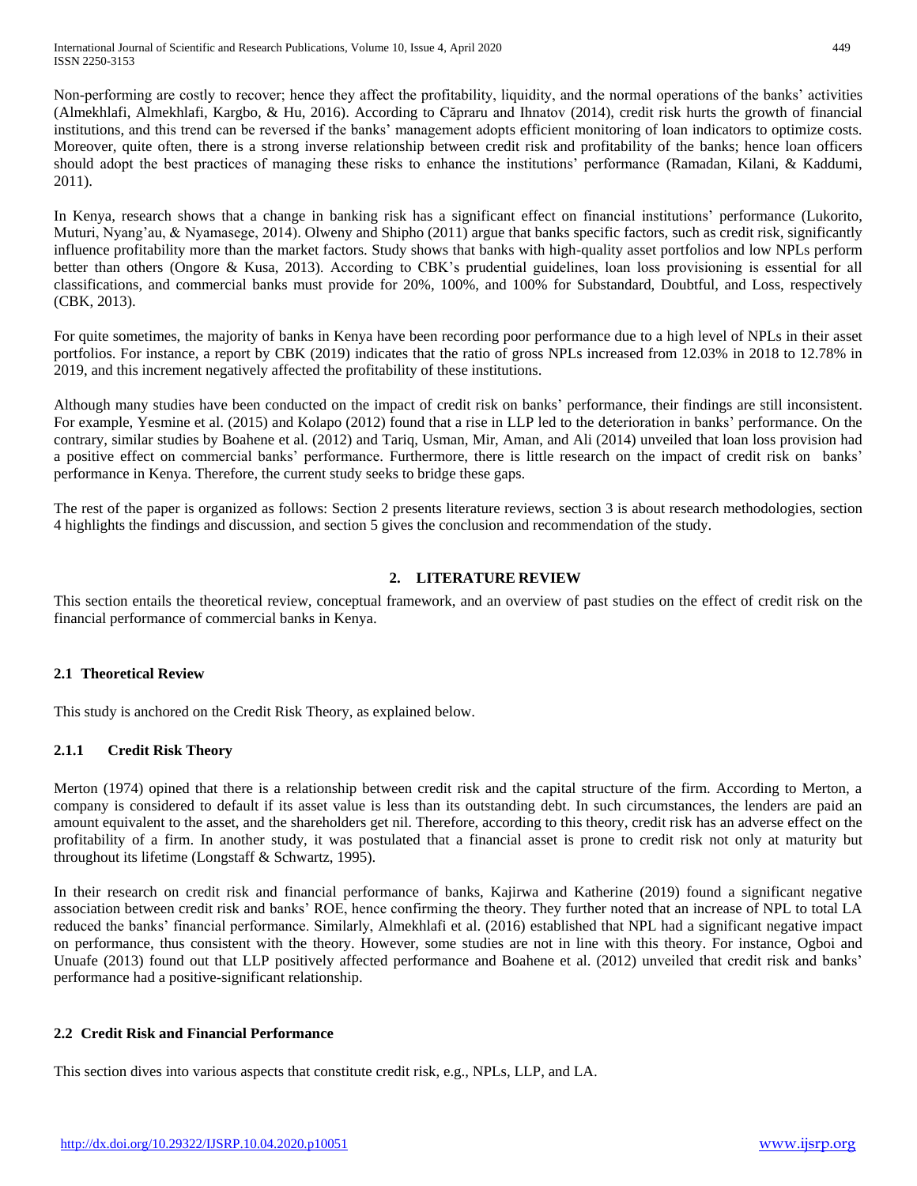Non-performing are costly to recover; hence they affect the profitability, liquidity, and the normal operations of the banks' activities (Almekhlafi, Almekhlafi, Kargbo, & Hu, 2016). According to Căpraru and Ihnatov (2014), credit risk hurts the growth of financial institutions, and this trend can be reversed if the banks' management adopts efficient monitoring of loan indicators to optimize costs. Moreover, quite often, there is a strong inverse relationship between credit risk and profitability of the banks; hence loan officers should adopt the best practices of managing these risks to enhance the institutions' performance (Ramadan, Kilani, & Kaddumi, 2011).

In Kenya, research shows that a change in banking risk has a significant effect on financial institutions' performance (Lukorito, Muturi, Nyang'au, & Nyamasege, 2014). Olweny and Shipho (2011) argue that banks specific factors, such as credit risk, significantly influence profitability more than the market factors. Study shows that banks with high-quality asset portfolios and low NPLs perform better than others (Ongore & Kusa, 2013). According to CBK's prudential guidelines, loan loss provisioning is essential for all classifications, and commercial banks must provide for 20%, 100%, and 100% for Substandard, Doubtful, and Loss, respectively (CBK, 2013).

For quite sometimes, the majority of banks in Kenya have been recording poor performance due to a high level of NPLs in their asset portfolios. For instance, a report by CBK (2019) indicates that the ratio of gross NPLs increased from 12.03% in 2018 to 12.78% in 2019, and this increment negatively affected the profitability of these institutions.

Although many studies have been conducted on the impact of credit risk on banks' performance, their findings are still inconsistent. For example, Yesmine et al. (2015) and Kolapo (2012) found that a rise in LLP led to the deterioration in banks' performance. On the contrary, similar studies by Boahene et al. (2012) and Tariq, Usman, Mir, Aman, and Ali (2014) unveiled that loan loss provision had a positive effect on commercial banks' performance. Furthermore, there is little research on the impact of credit risk on banks' performance in Kenya. Therefore, the current study seeks to bridge these gaps.

The rest of the paper is organized as follows: Section 2 presents literature reviews, section 3 is about research methodologies, section 4 highlights the findings and discussion, and section 5 gives the conclusion and recommendation of the study.

## 2. LITERATURE REVIEW

This section entails the theoretical review, conceptual framework, and an overview of past studies on the effect of credit risk on the financial performance of commercial banks in Kenya.

### 2.1 Theoretical Review

This study is anchored on the Credit Risk Theory, as explained below.

#### 2.1.1 Credit Risk Theory

Merton (1974) opined that there is a relationship between credit risk and the capital structure of the firm. According to Merton, a company is considered to default if its asset value is less than its outstanding debt. In such circumstances, the lenders are paid an amount equivalent to the asset, and the shareholders get nil. Therefore, according to this theory, credit risk has an adverse effect on the profitability of a firm. In another study, it was postulated that a financial asset is prone to credit risk not only at maturity but throughout its lifetime (Longstaff & Schwartz, 1995).

In their research on credit risk and financial performance of banks, Kajirwa and Katherine (2019) found a significant negative association between credit risk and banks' ROE, hence confirming the theory. They further noted that an increase of NPL to total LA reduced the banks' financial performance. Similarly, Almekhlafi et al. (2016) established that NPL had a significant negative impact on performance, thus consistent with the theory. However, some studies are not in line with this theory. For instance, Ogboi and Unuafe (2013) found out that LLP positively affected performance and Boahene et al. (2012) unveiled that credit risk and banks' performance had a positive-significant relationship.

### 2.2 Credit Risk and Financial Performance

This section dives into various aspects that constitute credit risk, e.g., NPLs, LLP, and LA.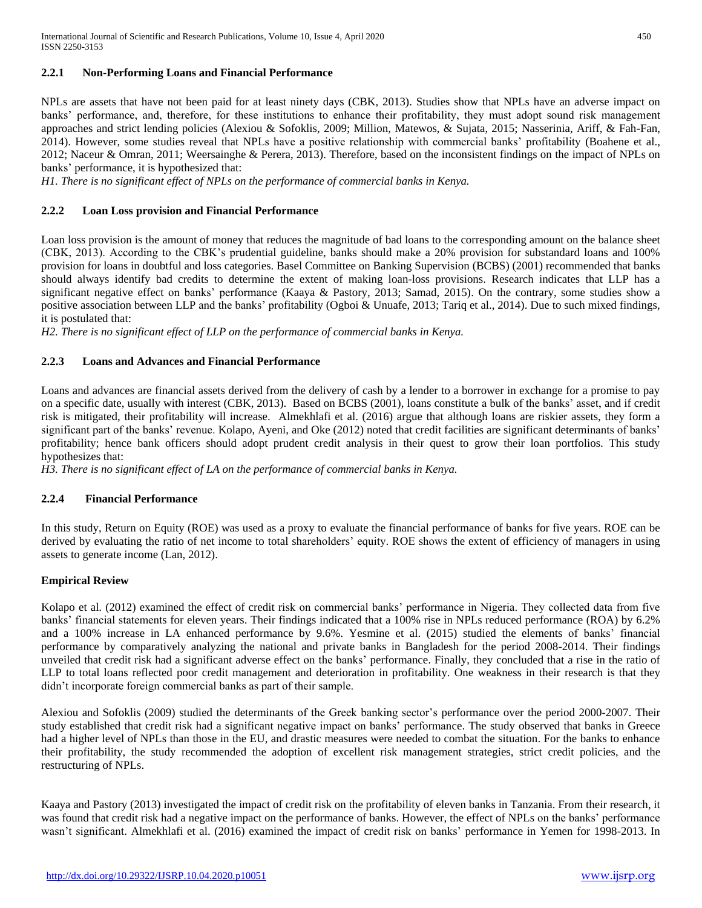### 2.2.1 Non-Performing Loans and Financial Performance

NPLs are assets that have not been paid for at least ninety days (CBK, 2013). Studies show that NPLs have an adverse impact on banks' performance, and, therefore, for these institutions to enhance their profitability, they must adopt sound risk management approaches and strict lending policies (Alexiou & Sofoklis, 2009; Million, Matewos, & Sujata, 2015; Nasserinia, Ariff, & Fah-Fan, 2014). However, some studies reveal that NPLs have a positive relationship with commercial banks' profitability (Boahene et al., 2012; Naceur & Omran, 2011; Weersainghe & Perera, 2013). Therefore, based on the inconsistent findings on the impact of NPLs on banks' performance, it is hypothesized that:

*H1. There is no significant effect of NPLs on the performance of commercial banks in Kenya.*

### 2.2.2 Loan Loss provision and Financial Performance

Loan loss provision is the amount of money that reduces the magnitude of bad loans to the corresponding amount on the balance sheet (CBK, 2013). According to the CBK's prudential guideline, banks should make a 20% provision for substandard loans and 100% provision for loans in doubtful and loss categories. Basel Committee on Banking Supervision (BCBS) (2001) recommended that banks should always identify bad credits to determine the extent of making loan-loss provisions. Research indicates that LLP has a significant negative effect on banks' performance (Kaaya & Pastory, 2013; Samad, 2015). On the contrary, some studies show a positive association between LLP and the banks' profitability (Ogboi & Unuafe, 2013; Tariq et al., 2014). Due to such mixed findings, it is postulated that:

*H2. There is no significant effect of LLP on the performance of commercial banks in Kenya.*

### 2.2.3 Loans and Advances and Financial Performance

Loans and advances are financial assets derived from the delivery of cash by a lender to a borrower in exchange for a promise to pay on a specific date, usually with interest (CBK, 2013). Based on BCBS (2001), loans constitute a bulk of the banks' asset, and if credit risk is mitigated, their profitability will increase. Almekhlafi et al. (2016) argue that although loans are riskier assets, they form a significant part of the banks' revenue. Kolapo, Ayeni, and Oke (2012) noted that credit facilities are significant determinants of banks' profitability; hence bank officers should adopt prudent credit analysis in their quest to grow their loan portfolios. This study hypothesizes that:

*H3. There is no significant effect of LA on the performance of commercial banks in Kenya.*

### 2.2.4 Financial Performance

In this study, Return on Equity (ROE) was used as a proxy to evaluate the financial performance of banks for five years. ROE can be derived by evaluating the ratio of net income to total shareholders' equity. ROE shows the extent of efficiency of managers in using assets to generate income (Lan, 2012).

### Empirical Review

Kolapo et al. (2012) examined the effect of credit risk on commercial banks' performance in Nigeria. They collected data from five banks' financial statements for eleven years. Their findings indicated that a 100% rise in NPLs reduced performance (ROA) by 6.2% and a 100% increase in LA enhanced performance by 9.6%. Yesmine et al. (2015) studied the elements of banks' financial performance by comparatively analyzing the national and private banks in Bangladesh for the period 2008-2014. Their findings unveiled that credit risk had a significant adverse effect on the banks' performance. Finally, they concluded that a rise in the ratio of LLP to total loans reflected poor credit management and deterioration in profitability. One weakness in their research is that they didn't incorporate foreign commercial banks as part of their sample.

Alexiou and Sofoklis (2009) studied the determinants of the Greek banking sector's performance over the period 2000-2007. Their study established that credit risk had a significant negative impact on banks' performance. The study observed that banks in Greece had a higher level of NPLs than those in the EU, and drastic measures were needed to combat the situation. For the banks to enhance their profitability, the study recommended the adoption of excellent risk management strategies, strict credit policies, and the restructuring of NPLs.

Kaaya and Pastory (2013) investigated the impact of credit risk on the profitability of eleven banks in Tanzania. From their research, it was found that credit risk had a negative impact on the performance of banks. However, the effect of NPLs on the banks' performance wasn't significant. Almekhlafi et al. (2016) examined the impact of credit risk on banks' performance in Yemen for 1998-2013. In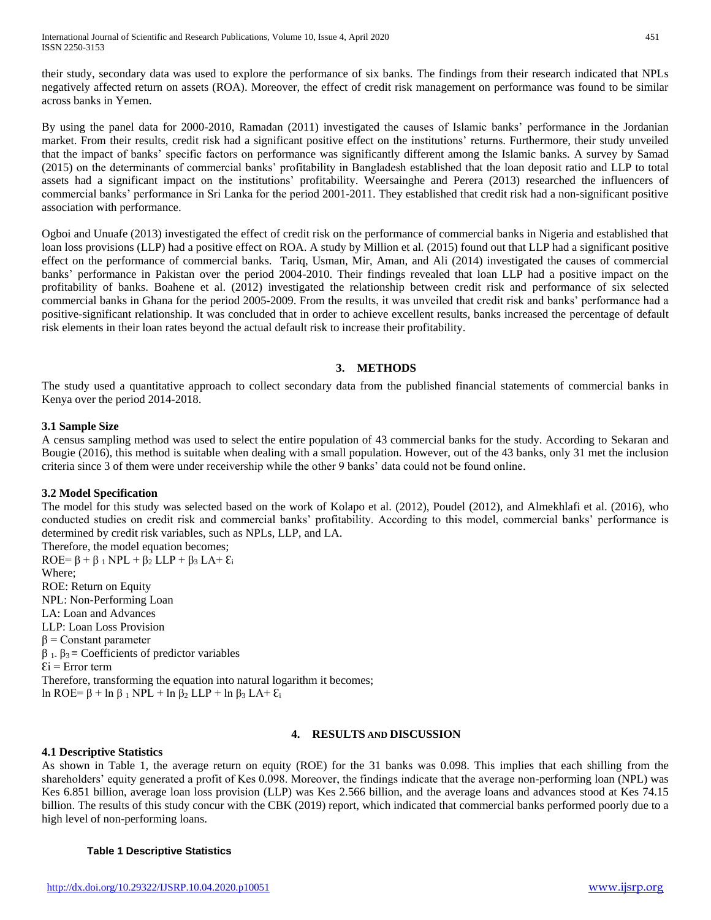their study, secondary data was used to explore the performance of six banks. The findings from their research indicated that NPLs negatively affected return on assets (ROA). Moreover, the effect of credit risk management on performance was found to be similar across banks in Yemen.

By using the panel data for 2000-2010, Ramadan (2011) investigated the causes of Islamic banks' performance in the Jordanian market. From their results, credit risk had a significant positive effect on the institutions' returns. Furthermore, their study unveiled that the impact of banks' specific factors on performance was significantly different among the Islamic banks. A survey by Samad (2015) on the determinants of commercial banks' profitability in Bangladesh established that the loan deposit ratio and LLP to total assets had a significant impact on the institutions' profitability. Weersainghe and Perera (2013) researched the influencers of commercial banks' performance in Sri Lanka for the period 2001-2011. They established that credit risk had a non-significant positive association with performance.

Ogboi and Unuafe (2013) investigated the effect of credit risk on the performance of commercial banks in Nigeria and established that loan loss provisions (LLP) had a positive effect on ROA. A study by Million et al. (2015) found out that LLP had a significant positive effect on the performance of commercial banks. Tariq, Usman, Mir, Aman, and Ali (2014) investigated the causes of commercial banks' performance in Pakistan over the period 2004-2010. Their findings revealed that loan LLP had a positive impact on the profitability of banks. Boahene et al. (2012) investigated the relationship between credit risk and performance of six selected commercial banks in Ghana for the period 2005-2009. From the results, it was unveiled that credit risk and banks' performance had a positive-significant relationship. It was concluded that in order to achieve excellent results, banks increased the percentage of default risk elements in their loan rates beyond the actual default risk to increase their profitability.

## 3. METHODS

The study used a quantitative approach to collect secondary data from the published financial statements of commercial banks in Kenya over the period 2014-2018.

### 3.1 Sample Size

A census sampling method was used to select the entire population of 43 commercial banks for the study. According to Sekaran and Bougie (2016), this method is suitable when dealing with a small population. However, out of the 43 banks, only 31 met the inclusion criteria since 3 of them were under receivership while the other 9 banks' data could not be found online.

### 3.2 Model Specification

The model for this study was selected based on the work of Kolapo et al. (2012), Poudel (2012), and Almekhlafi et al. (2016), who conducted studies on credit risk and commercial banks' profitability. According to this model, commercial banks' performance is determined by credit risk variables, such as NPLs, LLP, and LA.

Therefore, the model equation becomes;

$$ROE = \beta + \beta_1 NPL + \beta_2 LLP + \beta_3 LA + \varepsilon_i$$

Where;

ROE: Return on Equity

NPL: Non-Performing Loan

LA: Loan and Advances

LLP: Loan Loss Provision

$\beta$ = Constant parameter

$\beta_1$- $\beta_3$ = Coefficients of predictor variables

$\varepsilon i$ = Error term

Therefore, transforming the equation into natural logarithm it becomes;

$$\ln ROE = \beta + \ln \beta_1 NPL + \ln \beta_2 LLP + \ln \beta_3 LA + \varepsilon_i$$

## 4. RESULTS AND DISCUSSION

### 4.1 Descriptive Statistics

As shown in Table 1, the average return on equity (ROE) for the 31 banks was 0.098. This implies that each shilling from the shareholders' equity generated a profit of Kes 0.098. Moreover, the findings indicate that the average non-performing loan (NPL) was Kes 6.851 billion, average loan loss provision (LLP) was Kes 2.566 billion, and the average loans and advances stood at Kes 74.15 billion. The results of this study concur with the CBK (2019) report, which indicated that commercial banks performed poorly due to a high level of non-performing loans.

**Table 1 Descriptive Statistics**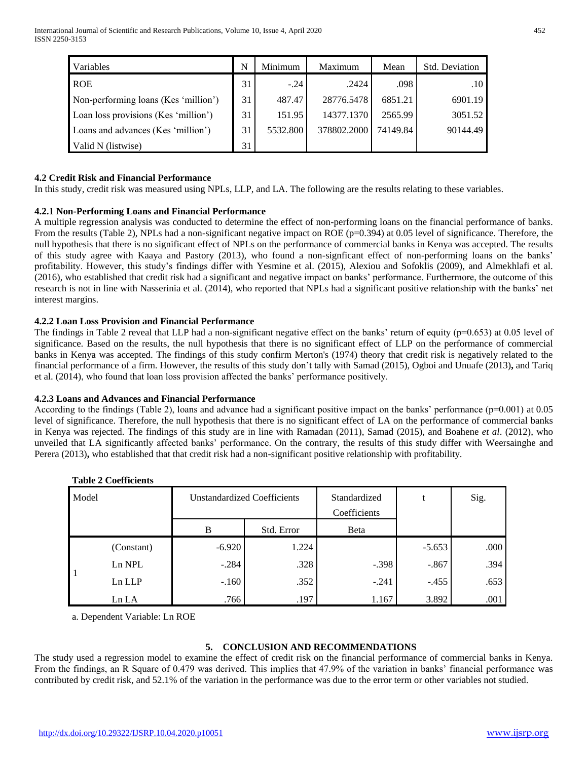| Variables | N | Minimum | Maximum | Mean | Std. Deviation |
|---|---|---|---|---|---|
| ROE | 31 | -.24 | .2424 | .098 | .10 |
| Non-performing loans (Kes 'million') | 31 | 487.47 | 28776.5478 | 6851.21 | 6901.19 |
| Loan loss provisions (Kes 'million') | 31 | 151.95 | 14377.1370 | 2565.99 | 3051.52 |
| Loans and advances (Kes 'million') | 31 | 5532.800 | 378802.2000 | 74149.84 | 90144.49 |
| Valid N (listwise) | 31 | | | | |

### 4.2 Credit Risk and Financial Performance

In this study, credit risk was measured using NPLs, LLP, and LA. The following are the results relating to these variables.

### 4.2.1 Non-Performing Loans and Financial Performance

A multiple regression analysis was conducted to determine the effect of non-performing loans on the financial performance of banks. From the results (Table 2), NPLs had a non-significant negative impact on ROE ($p=0.394$) at 0.05 level of significance. Therefore, the null hypothesis that there is no significant effect of NPLs on the performance of commercial banks in Kenya was accepted. The results of this study agree with Kaaya and Pastory (2013), who found a non-signficant effect of non-performing loans on the banks' profitability. However, this study's findings differ with Yesmine et al. (2015), Alexiou and Sofoklis (2009), and Almekhlafi et al. (2016), who established that credit risk had a significant and negative impact on banks' performance. Furthermore, the outcome of this research is not in line with Nasserinia et al. (2014), who reported that NPLs had a significant positive relationship with the banks' net interest margins.

### 4.2.2 Loan Loss Provision and Financial Performance

The findings in Table 2 reveal that LLP had a non-significant negative effect on the banks' return of equity ($p=0.653$) at 0.05 level of significance. Based on the results, the null hypothesis that there is no significant effect of LLP on the performance of commercial banks in Kenya was accepted. The findings of this study confirm Merton's (1974) theory that credit risk is negatively related to the financial performance of a firm. However, the results of this study don't tally with Samad (2015), Ogboi and Unuafe (2013)**,** and Tariq et al. (2014), who found that loan loss provision affected the banks' performance positively.

### 4.2.3 Loans and Advances and Financial Performance

According to the findings (Table 2), loans and advance had a significant positive impact on the banks' performance ($p=0.001$) at 0.05 level of significance. Therefore, the null hypothesis that there is no significant effect of LA on the performance of commercial banks in Kenya was rejected. The findings of this study are in line with Ramadan (2011), Samad (2015), and Boahene *et al*. (2012), who unveiled that LA significantly affected banks' performance. On the contrary, the results of this study differ with Weersainghe and Perera (2013)**,** who established that that credit risk had a non-significant positive relationship with profitability.

**Table 2 Coefficients**

| Model | | Unstandardized Coefficients | | Standardized Coefficients | t | Sig. |
|---|---|---|---|---|---|---|
| | | B | Std. Error | Beta | | |
| 1 | (Constant) | -6.920 | 1.224 | | -5.653 | .000 |
| | Ln NPL | -.284 | .328 | -.398 | -.867 | .394 |
| | Ln LLP | -.160 | .352 | -.241 | -.455 | .653 |
| | Ln LA | .766 | .197 | 1.167 | 3.892 | .001 |

a. Dependent Variable: Ln ROE

## 5. CONCLUSION AND RECOMMENDATIONS

The study used a regression model to examine the effect of credit risk on the financial performance of commercial banks in Kenya. From the findings, an R Square of 0.479 was derived. This implies that 47.9% of the variation in banks' financial performance was contributed by credit risk, and 52.1% of the variation in the performance was due to the error term or other variables not studied.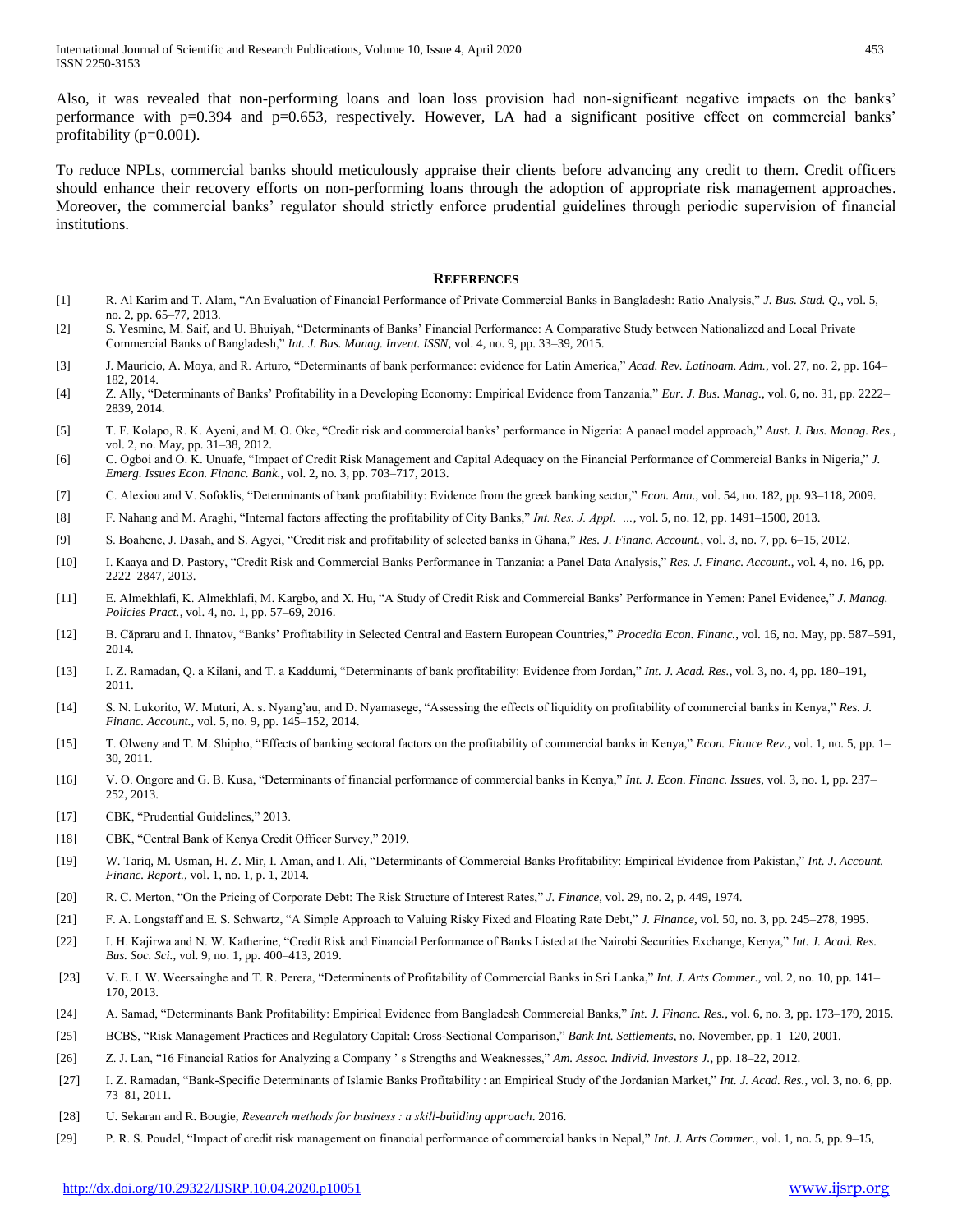Also, it was revealed that non-performing loans and loan loss provision had non-significant negative impacts on the banks' performance with p=0.394 and p=0.653, respectively. However, LA had a significant positive effect on commercial banks' profitability (p=0.001).

To reduce NPLs, commercial banks should meticulously appraise their clients before advancing any credit to them. Credit officers should enhance their recovery efforts on non-performing loans through the adoption of appropriate risk management approaches. Moreover, the commercial banks' regulator should strictly enforce prudential guidelines through periodic supervision of financial institutions.

## REFERENCES

[1] R. Al Karim and T. Alam, "An Evaluation of Financial Performance of Private Commercial Banks in Bangladesh: Ratio Analysis," *J. Bus. Stud. Q.*, vol. 5, no. 2, pp. 65–77, 2013.

[2] S. Yesmine, M. Saif, and U. Bhuiyah, "Determinants of Banks' Financial Performance: A Comparative Study between Nationalized and Local Private Commercial Banks of Bangladesh," *Int. J. Bus. Manag. Invent. ISSN*, vol. 4, no. 9, pp. 33–39, 2015.

[3] J. Mauricio, A. Moya, and R. Arturo, "Determinants of bank performance: evidence for Latin America," *Acad. Rev. Latinoam. Adm.*, vol. 27, no. 2, pp. 164–182, 2014.

[4] Z. Ally, "Determinants of Banks' Profitability in a Developing Economy: Empirical Evidence from Tanzania," *Eur. J. Bus. Manag.*, vol. 6, no. 31, pp. 2222–2839, 2014.

[5] T. F. Kolapo, R. K. Ayeni, and M. O. Oke, "Credit risk and commercial banks' performance in Nigeria: A panael model approach," *Aust. J. Bus. Manag. Res.*, vol. 2, no. May, pp. 31–38, 2012.

[6] C. Ogboi and O. K. Unuafe, "Impact of Credit Risk Management and Capital Adequacy on the Financial Performance of Commercial Banks in Nigeria," *J. Emerg. Issues Econ. Financ. Bank.*, vol. 2, no. 3, pp. 703–717, 2013.

[7] C. Alexiou and V. Sofoklis, "Determinants of bank profitability: Evidence from the greek banking sector," *Econ. Ann.*, vol. 54, no. 182, pp. 93–118, 2009.

[8] F. Nahang and M. Araghi, "Internal factors affecting the profitability of City Banks," *Int. Res. J. Appl. …*, vol. 5, no. 12, pp. 1491–1500, 2013.

[9] S. Boahene, J. Dasah, and S. Agyei, "Credit risk and profitability of selected banks in Ghana," *Res. J. Financ. Account.*, vol. 3, no. 7, pp. 6–15, 2012.

[10] I. Kaaya and D. Pastory, "Credit Risk and Commercial Banks Performance in Tanzania: a Panel Data Analysis," *Res. J. Financ. Account.*, vol. 4, no. 16, pp. 2222–2847, 2013.

[11] E. Almekhlafi, K. Almekhlafi, M. Kargbo, and X. Hu, "A Study of Credit Risk and Commercial Banks' Performance in Yemen: Panel Evidence," *J. Manag. Policies Pract.*, vol. 4, no. 1, pp. 57–69, 2016.

[12] B. Căpraru and I. Ihnatov, "Banks' Profitability in Selected Central and Eastern European Countries," *Procedia Econ. Financ.*, vol. 16, no. May, pp. 587–591, 2014.

[13] I. Z. Ramadan, Q. a Kilani, and T. a Kaddumi, "Determinants of bank profitability: Evidence from Jordan," *Int. J. Acad. Res.*, vol. 3, no. 4, pp. 180–191, 2011.

[14] S. N. Lukorito, W. Muturi, A. s. Nyang'au, and D. Nyamasege, "Assessing the effects of liquidity on profitability of commercial banks in Kenya," *Res. J. Financ. Account.*, vol. 5, no. 9, pp. 145–152, 2014.

[15] T. Olweny and T. M. Shipho, "Effects of banking sectoral factors on the profitability of commercial banks in Kenya," *Econ. Fiance Rev.*, vol. 1, no. 5, pp. 1–30, 2011.

[16] V. O. Ongore and G. B. Kusa, "Determinants of financial performance of commercial banks in Kenya," *Int. J. Econ. Financ. Issues*, vol. 3, no. 1, pp. 237–252, 2013.

[17] CBK, "Prudential Guidelines," 2013.

[18] CBK, "Central Bank of Kenya Credit Officer Survey," 2019.

[19] W. Tariq, M. Usman, H. Z. Mir, I. Aman, and I. Ali, "Determinants of Commercial Banks Profitability: Empirical Evidence from Pakistan," *Int. J. Account. Financ. Report.*, vol. 1, no. 1, p. 1, 2014.

[20] R. C. Merton, "On the Pricing of Corporate Debt: The Risk Structure of Interest Rates," *J. Finance*, vol. 29, no. 2, p. 449, 1974.

[21] F. A. Longstaff and E. S. Schwartz, "A Simple Approach to Valuing Risky Fixed and Floating Rate Debt," *J. Finance*, vol. 50, no. 3, pp. 245–278, 1995.

[22] I. H. Kajirwa and N. W. Katherine, "Credit Risk and Financial Performance of Banks Listed at the Nairobi Securities Exchange, Kenya," *Int. J. Acad. Res. Bus. Soc. Sci.*, vol. 9, no. 1, pp. 400–413, 2019.

[23] V. E. I. W. Weersainghe and T. R. Perera, "Determinents of Profitability of Commercial Banks in Sri Lanka," *Int. J. Arts Commer.*, vol. 2, no. 10, pp. 141–170, 2013.

[24] A. Samad, "Determinants Bank Profitability: Empirical Evidence from Bangladesh Commercial Banks," *Int. J. Financ. Res.*, vol. 6, no. 3, pp. 173–179, 2015.

[25] BCBS, "Risk Management Practices and Regulatory Capital: Cross-Sectional Comparison," *Bank Int. Settlements*, no. November, pp. 1–120, 2001.

[26] Z. J. Lan, "16 Financial Ratios for Analyzing a Company ' s Strengths and Weaknesses," *Am. Assoc. Individ. Investors J.*, pp. 18–22, 2012.

[27] I. Z. Ramadan, "Bank-Specific Determinants of Islamic Banks Profitability : an Empirical Study of the Jordanian Market," *Int. J. Acad. Res.*, vol. 3, no. 6, pp. 73–81, 2011.

[28] U. Sekaran and R. Bougie, *Research methods for business : a skill-building approach*. 2016.

[29] P. R. S. Poudel, "Impact of credit risk management on financial performance of commercial banks in Nepal," *Int. J. Arts Commer.*, vol. 1, no. 5, pp. 9–15,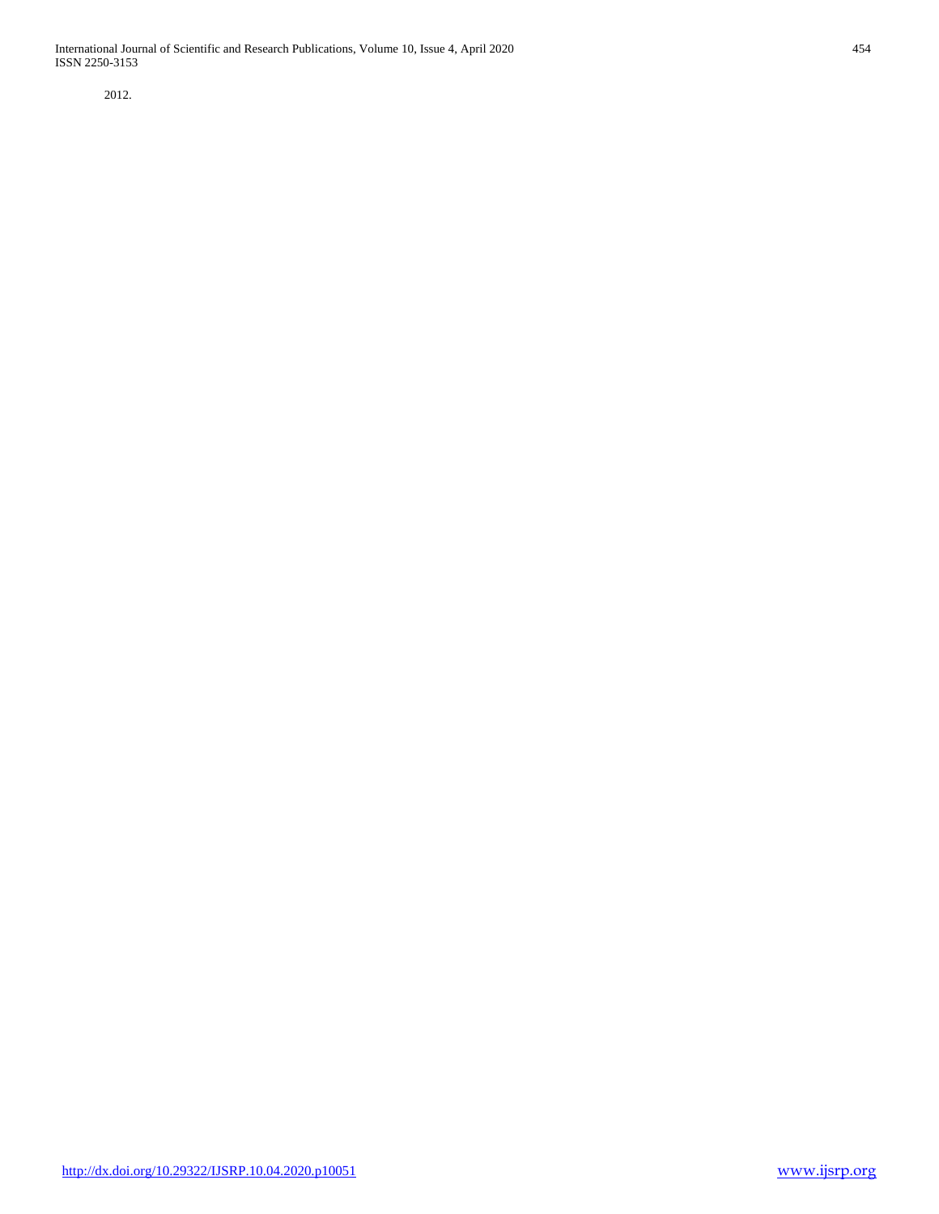2012.